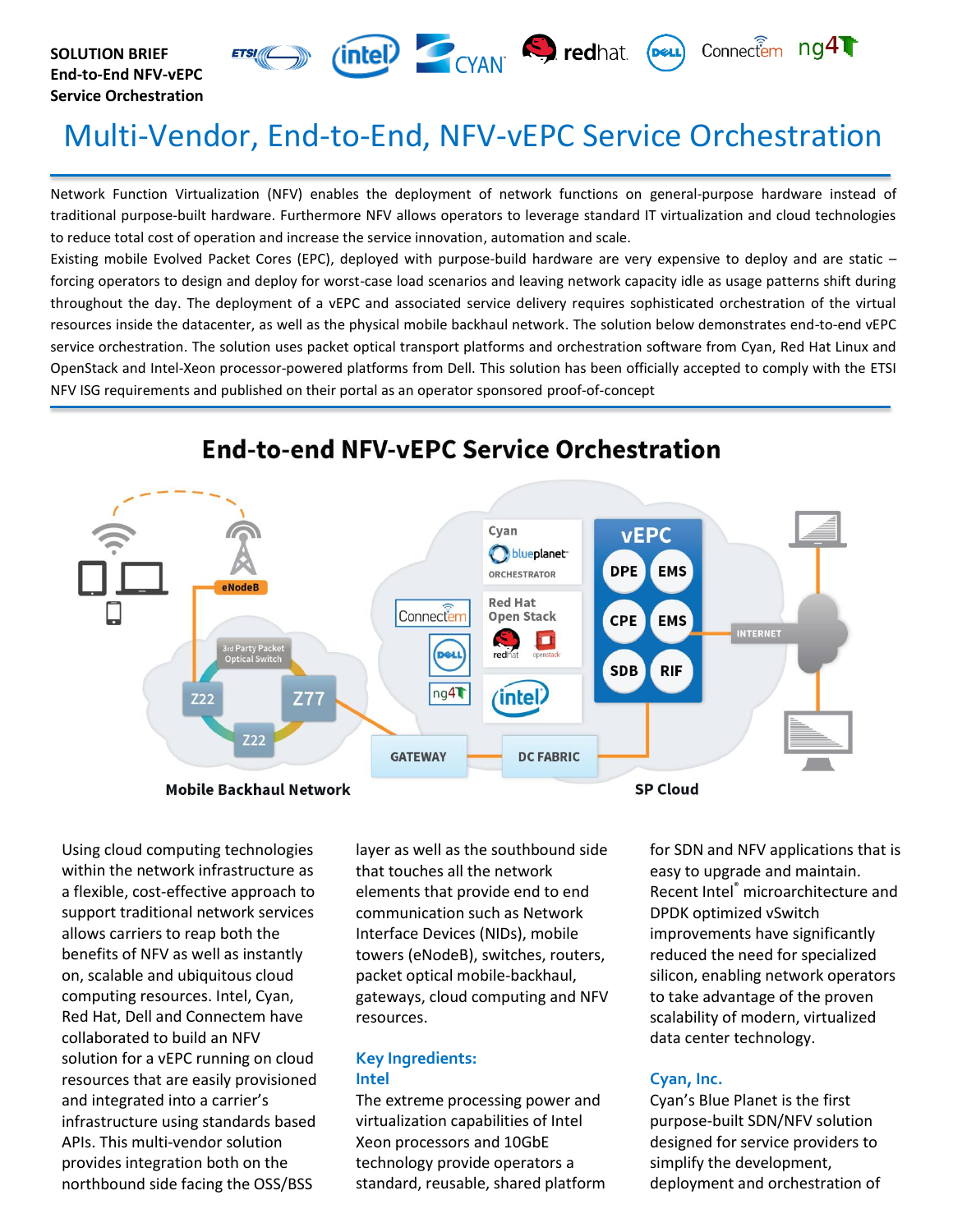**SOLUTION BRIEF**
**End-to-End NFV-vEPC Service Orchestration**

# Multi-Vendor, End-to-End, NFV-vEPC Service Orchestration

Network Function Virtualization (NFV) enables the deployment of network functions on general-purpose hardware instead of traditional purpose-built hardware. Furthermore NFV allows operators to leverage standard IT virtualization and cloud technologies to reduce total cost of operation and increase the service innovation, automation and scale.

Existing mobile Evolved Packet Cores (EPC), deployed with purpose-build hardware are very expensive to deploy and are static – forcing operators to design and deploy for worst-case load scenarios and leaving network capacity idle as usage patterns shift during throughout the day. The deployment of a vEPC and associated service delivery requires sophisticated orchestration of the virtual resources inside the datacenter, as well as the physical mobile backhaul network. The solution below demonstrates end-to-end vEPC service orchestration. The solution uses packet optical transport platforms and orchestration software from Cyan, Red Hat Linux and OpenStack and Intel-Xeon processor-powered platforms from Dell. This solution has been officially accepted to comply with the ETSI NFV ISG requirements and published on their portal as an operator sponsored proof-of-concept

## End-to-end NFV-vEPC Service Orchestration

Mobile Backhaul Network | SP Cloud

Using cloud computing technologies within the network infrastructure as a flexible, cost-effective approach to support traditional network services allows carriers to reap both the benefits of NFV as well as instantly on, scalable and ubiquitous cloud computing resources. Intel, Cyan, Red Hat, Dell and Connectem have collaborated to build an NFV solution for a vEPC running on cloud resources that are easily provisioned and integrated into a carrier's infrastructure using standards based APIs. This multi-vendor solution provides integration both on the northbound side facing the OSS/BSS layer as well as the southbound side that touches all the network elements that provide end to end communication such as Network Interface Devices (NIDs), mobile towers (eNodeB), switches, routers, packet optical mobile-backhaul, gateways, cloud computing and NFV resources.

### Key Ingredients:

### Intel

The extreme processing power and virtualization capabilities of Intel Xeon processors and 10GbE technology provide operators a standard, reusable, shared platform for SDN and NFV applications that is easy to upgrade and maintain. Recent Intel® microarchitecture and DPDK optimized vSwitch improvements have significantly reduced the need for specialized silicon, enabling network operators to take advantage of the proven scalability of modern, virtualized data center technology.

### Cyan, Inc.

Cyan's Blue Planet is the first purpose-built SDN/NFV solution designed for service providers to simplify the development, deployment and orchestration of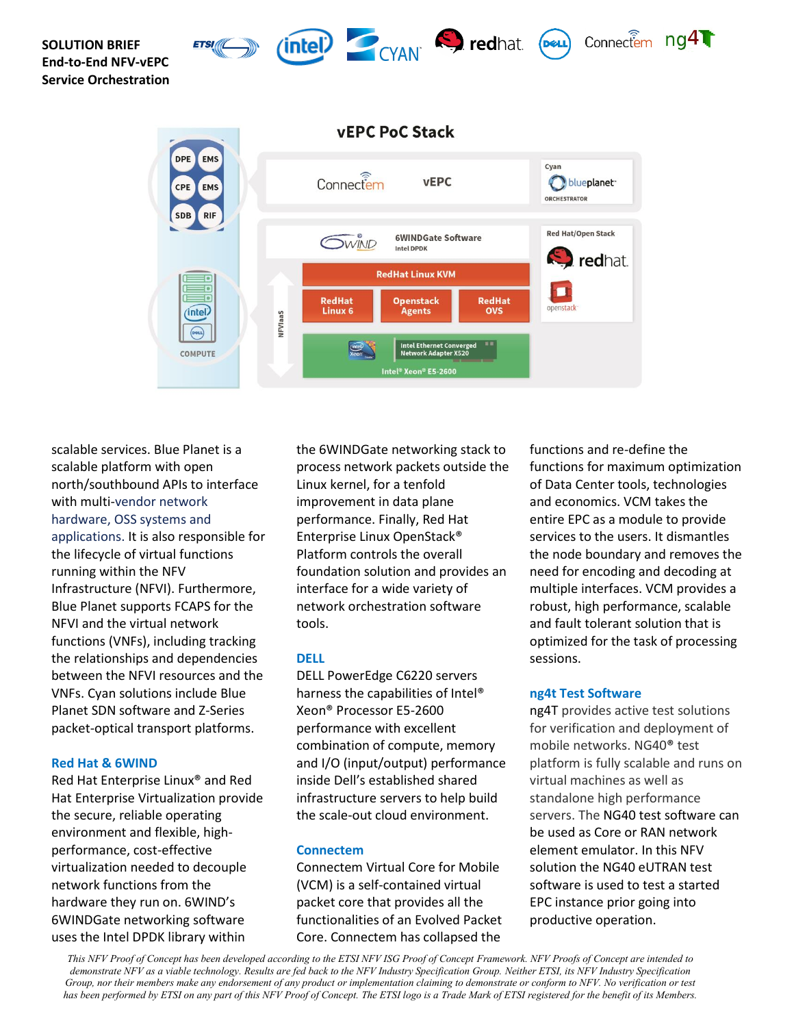SOLUTION BRIEF
End-to-End NFV-vEPC
Service Orchestration

vEPC PoC Stack

Connectem vEPC

Cyan blueplanet ORCHESTRATOR

6WIND 6WINDGate Software Intel DPDK

Red Hat/Open Stack redhat openstack

RedHat Linux KVM

RedHat Linux 6

Openstack Agents

RedHat OVS

NFVIaaS

Intel Ethernet Converged Network Adapter X520

Intel® Xeon® E5-2600

DPE EMS CPE EMS SDB RIF

COMPUTE

scalable services. Blue Planet is a scalable platform with open north/southbound APIs to interface with multi-vendor network hardware, OSS systems and applications. It is also responsible for the lifecycle of virtual functions running within the NFV Infrastructure (NFVI). Furthermore, Blue Planet supports FCAPS for the NFVI and the virtual network functions (VNFs), including tracking the relationships and dependencies between the NFVI resources and the VNFs. Cyan solutions include Blue Planet SDN software and Z-Series packet-optical transport platforms.

### Red Hat & 6WIND

Red Hat Enterprise Linux® and Red Hat Enterprise Virtualization provide the secure, reliable operating environment and flexible, high-performance, cost-effective virtualization needed to decouple network functions from the hardware they run on. 6WIND's 6WINDGate networking software uses the Intel DPDK library within the 6WINDGate networking stack to process network packets outside the Linux kernel, for a tenfold improvement in data plane performance. Finally, Red Hat Enterprise Linux OpenStack® Platform controls the overall foundation solution and provides an interface for a wide variety of network orchestration software tools.

### DELL

DELL PowerEdge C6220 servers harness the capabilities of Intel® Xeon® Processor E5-2600 performance with excellent combination of compute, memory and I/O (input/output) performance inside Dell's established shared infrastructure servers to help build the scale-out cloud environment.

### Connectem

Connectem Virtual Core for Mobile (VCM) is a self-contained virtual packet core that provides all the functionalities of an Evolved Packet Core. Connectem has collapsed the functions and re-define the functions for maximum optimization of Data Center tools, technologies and economics. VCM takes the entire EPC as a module to provide services to the users. It dismantles the node boundary and removes the need for encoding and decoding at multiple interfaces. VCM provides a robust, high performance, scalable and fault tolerant solution that is optimized for the task of processing sessions.

### ng4t Test Software

ng4T provides active test solutions for verification and deployment of mobile networks. NG40® test platform is fully scalable and runs on virtual machines as well as standalone high performance servers. The NG40 test software can be used as Core or RAN network element emulator. In this NFV solution the NG40 eUTRAN test software is used to test a started EPC instance prior going into productive operation.

*This NFV Proof of Concept has been developed according to the ETSI NFV ISG Proof of Concept Framework. NFV Proofs of Concept are intended to demonstrate NFV as a viable technology. Results are fed back to the NFV Industry Specification Group. Neither ETSI, its NFV Industry Specification Group, nor their members make any endorsement of any product or implementation claiming to demonstrate or conform to NFV. No verification or test has been performed by ETSI on any part of this NFV Proof of Concept. The ETSI logo is a Trade Mark of ETSI registered for the benefit of its Members.*